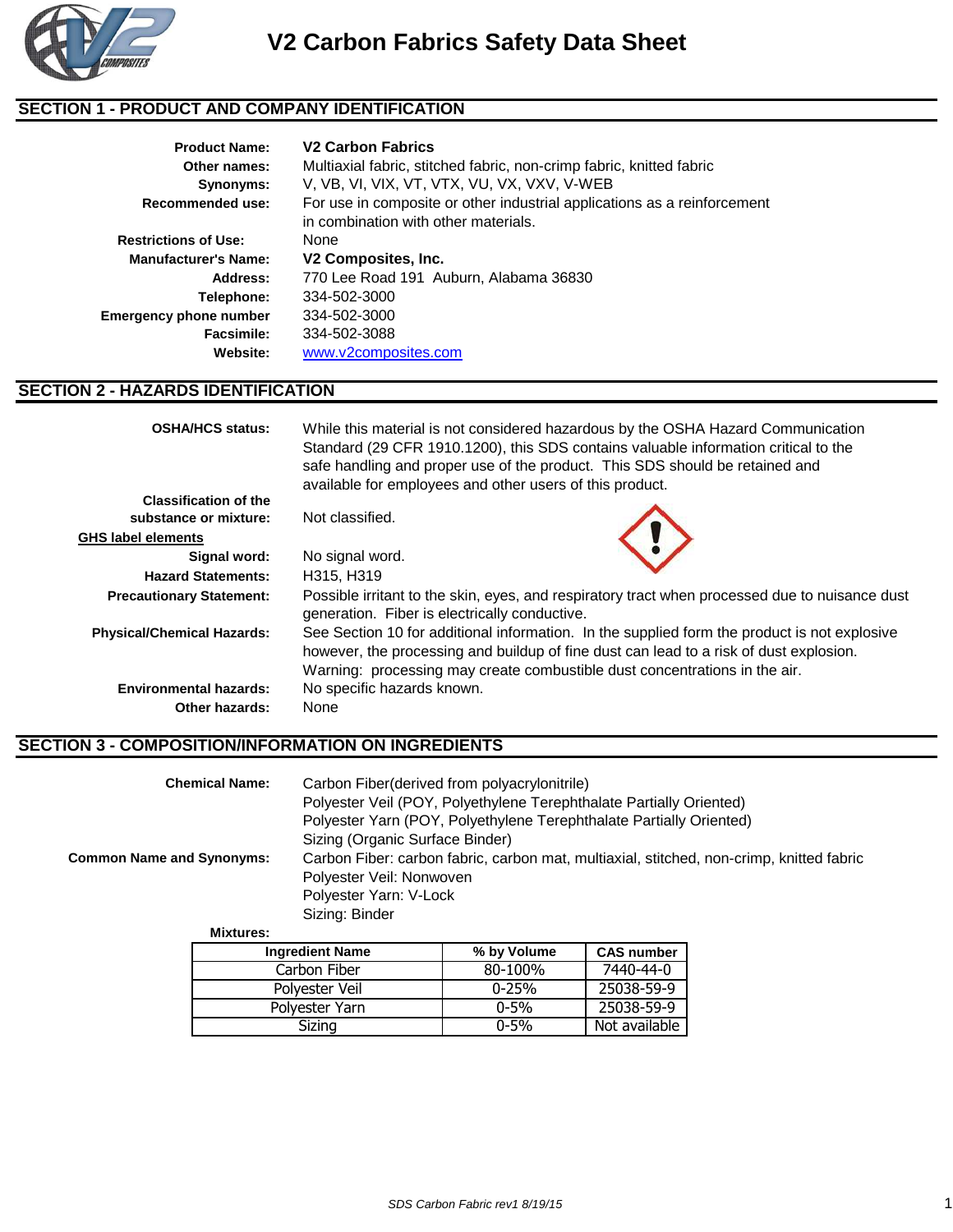# V2 Carbon Fabrics Safety Data Sheet

## SECTION 1 - PRODUCT AND COMPANY IDENTIFICATION

**Product Name:** **V2 Carbon Fabrics**
**Other names:** Multiaxial fabric, stitched fabric, non-crimp fabric, knitted fabric
**Synonyms:** V, VB, VI, VIX, VT, VTX, VU, VX, VXV, V-WEB
**Recommended use:** For use in composite or other industrial applications as a reinforcement in combination with other materials.
**Restrictions of Use:** None
**Manufacturer's Name:** **V2 Composites, Inc.**
**Address:** 770 Lee Road 191 Auburn, Alabama 36830
**Telephone:** 334-502-3000
**Emergency phone number** 334-502-3000
**Facsimile:** 334-502-3088
**Website:** www.v2composites.com

## SECTION 2 - HAZARDS IDENTIFICATION

**OSHA/HCS status:** While this material is not considered hazardous by the OSHA Hazard Communication Standard (29 CFR 1910.1200), this SDS contains valuable information critical to the safe handling and proper use of the product. This SDS should be retained and available for employees and other users of this product.

**Classification of the substance or mixture:** Not classified.

**GHS label elements**

**Signal word:** No signal word.
**Hazard Statements:** H315, H319
**Precautionary Statement:** Possible irritant to the skin, eyes, and respiratory tract when processed due to nuisance dust generation. Fiber is electrically conductive.
**Physical/Chemical Hazards:** See Section 10 for additional information. In the supplied form the product is not explosive however, the processing and buildup of fine dust can lead to a risk of dust explosion. Warning: processing may create combustible dust concentrations in the air.
**Environmental hazards:** No specific hazards known.
**Other hazards:** None

## SECTION 3 - COMPOSITION/INFORMATION ON INGREDIENTS

**Chemical Name:**
Carbon Fiber(derived from polyacrylonitrile)
Polyester Veil (POY, Polyethylene Terephthalate Partially Oriented)
Polyester Yarn (POY, Polyethylene Terephthalate Partially Oriented)
Sizing (Organic Surface Binder)

**Common Name and Synonyms:**
Carbon Fiber: carbon fabric, carbon mat, multiaxial, stitched, non-crimp, knitted fabric
Polyester Veil: Nonwoven
Polyester Yarn: V-Lock
Sizing: Binder

**Mixtures:**

| Ingredient Name | % by Volume | CAS number |
|---|---|---|
| Carbon Fiber | 80-100% | 7440-44-0 |
| Polyester Veil | 0-25% | 25038-59-9 |
| Polyester Yarn | 0-5% | 25038-59-9 |
| Sizing | 0-5% | Not available |

*SDS Carbon Fabric rev1 8/19/15*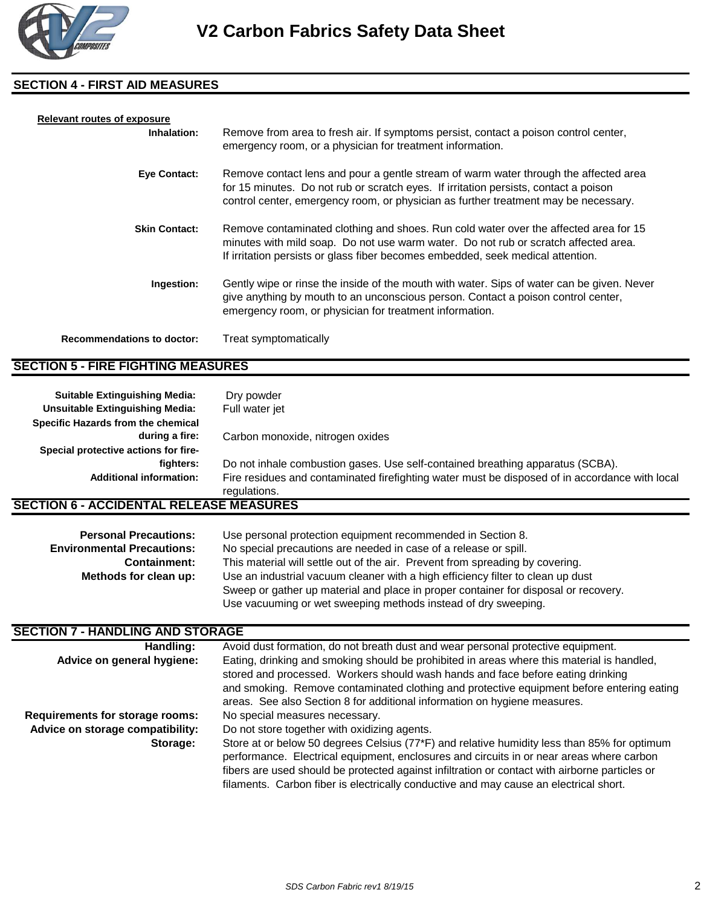# V2 Carbon Fabrics Safety Data Sheet

## SECTION 4 - FIRST AID MEASURES

**Relevant routes of exposure**

**Inhalation:** Remove from area to fresh air. If symptoms persist, contact a poison control center, emergency room, or a physician for treatment information.

**Eye Contact:** Remove contact lens and pour a gentle stream of warm water through the affected area for 15 minutes. Do not rub or scratch eyes. If irritation persists, contact a poison control center, emergency room, or physician as further treatment may be necessary.

**Skin Contact:** Remove contaminated clothing and shoes. Run cold water over the affected area for 15 minutes with mild soap. Do not use warm water. Do not rub or scratch affected area. If irritation persists or glass fiber becomes embedded, seek medical attention.

**Ingestion:** Gently wipe or rinse the inside of the mouth with water. Sips of water can be given. Never give anything by mouth to an unconscious person. Contact a poison control center, emergency room, or physician for treatment information.

**Recommendations to doctor:** Treat symptomatically

## SECTION 5 - FIRE FIGHTING MEASURES

**Suitable Extinguishing Media:** Dry powder

**Unsuitable Extinguishing Media:** Full water jet

**Specific Hazards from the chemical during a fire:** Carbon monoxide, nitrogen oxides

**Special protective actions for fire-fighters:** Do not inhale combustion gases. Use self-contained breathing apparatus (SCBA).

**Additional information:** Fire residues and contaminated firefighting water must be disposed of in accordance with local regulations.

## SECTION 6 - ACCIDENTAL RELEASE MEASURES

**Personal Precautions:** Use personal protection equipment recommended in Section 8.

**Environmental Precautions:** No special precautions are needed in case of a release or spill.

**Containment:** This material will settle out of the air. Prevent from spreading by covering.

**Methods for clean up:** Use an industrial vacuum cleaner with a high efficiency filter to clean up dust
Sweep or gather up material and place in proper container for disposal or recovery.
Use vacuuming or wet sweeping methods instead of dry sweeping.

## SECTION 7 - HANDLING AND STORAGE

**Handling:** Avoid dust formation, do not breath dust and wear personal protective equipment.

**Advice on general hygiene:** Eating, drinking and smoking should be prohibited in areas where this material is handled, stored and processed. Workers should wash hands and face before eating drinking and smoking. Remove contaminated clothing and protective equipment before entering eating areas. See also Section 8 for additional information on hygiene measures.

**Requirements for storage rooms:** No special measures necessary.

**Advice on storage compatibility:** Do not store together with oxidizing agents.

**Storage:** Store at or below 50 degrees Celsius (77*F) and relative humidity less than 85% for optimum performance. Electrical equipment, enclosures and circuits in or near areas where carbon fibers are used should be protected against infiltration or contact with airborne particles or filaments. Carbon fiber is electrically conductive and may cause an electrical short.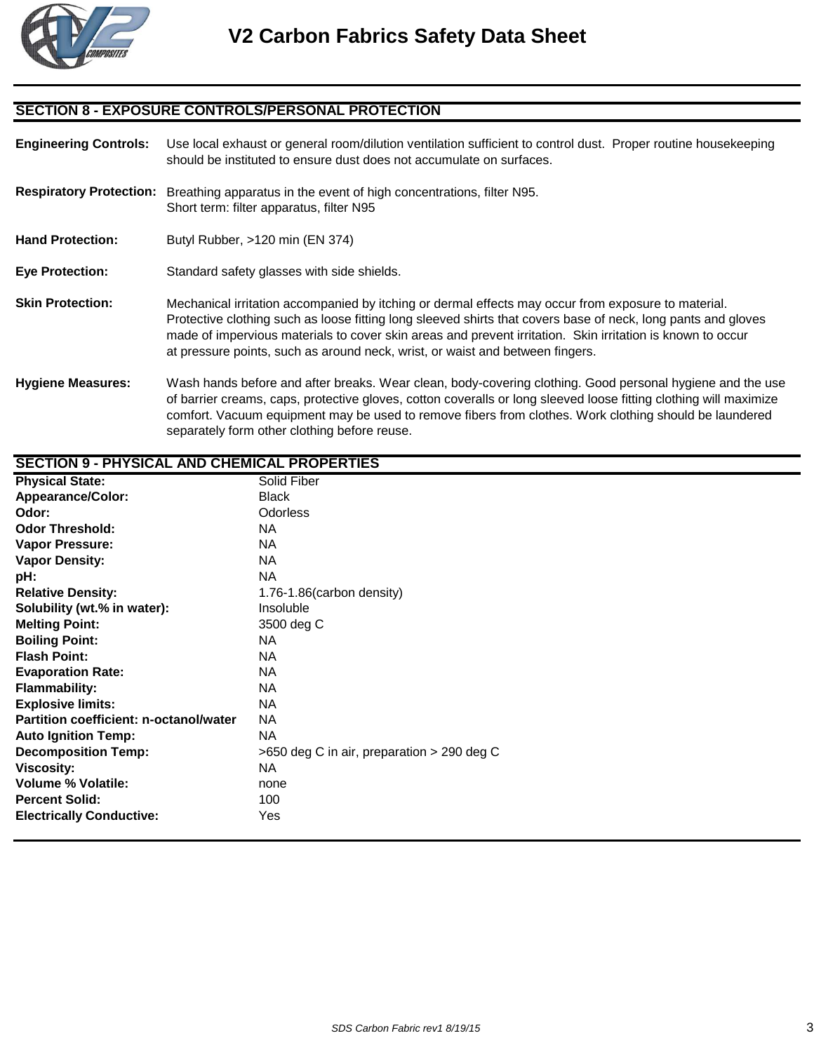## SECTION 8 - EXPOSURE CONTROLS/PERSONAL PROTECTION

**Engineering Controls:** Use local exhaust or general room/dilution ventilation sufficient to control dust. Proper routine housekeeping should be instituted to ensure dust does not accumulate on surfaces.

**Respiratory Protection:** Breathing apparatus in the event of high concentrations, filter N95.
Short term: filter apparatus, filter N95

**Hand Protection:** Butyl Rubber, >120 min (EN 374)

**Eye Protection:** Standard safety glasses with side shields.

**Skin Protection:** Mechanical irritation accompanied by itching or dermal effects may occur from exposure to material. Protective clothing such as loose fitting long sleeved shirts that covers base of neck, long pants and gloves made of impervious materials to cover skin areas and prevent irritation. Skin irritation is known to occur at pressure points, such as around neck, wrist, or waist and between fingers.

**Hygiene Measures:** Wash hands before and after breaks. Wear clean, body-covering clothing. Good personal hygiene and the use of barrier creams, caps, protective gloves, cotton coveralls or long sleeved loose fitting clothing will maximize comfort. Vacuum equipment may be used to remove fibers from clothes. Work clothing should be laundered separately form other clothing before reuse.

## SECTION 9 - PHYSICAL AND CHEMICAL PROPERTIES

| | |
|---|---|
| **Physical State:** | Solid Fiber |
| **Appearance/Color:** | Black |
| **Odor:** | Odorless |
| **Odor Threshold:** | NA |
| **Vapor Pressure:** | NA |
| **Vapor Density:** | NA |
| **pH:** | NA |
| **Relative Density:** | 1.76-1.86(carbon density) |
| **Solubility (wt.% in water):** | Insoluble |
| **Melting Point:** | 3500 deg C |
| **Boiling Point:** | NA |
| **Flash Point:** | NA |
| **Evaporation Rate:** | NA |
| **Flammability:** | NA |
| **Explosive limits:** | NA |
| **Partition coefficient: n-octanol/water** | NA |
| **Auto Ignition Temp:** | NA |
| **Decomposition Temp:** | >650 deg C in air, preparation > 290 deg C |
| **Viscosity:** | NA |
| **Volume % Volatile:** | none |
| **Percent Solid:** | 100 |
| **Electrically Conductive:** | Yes |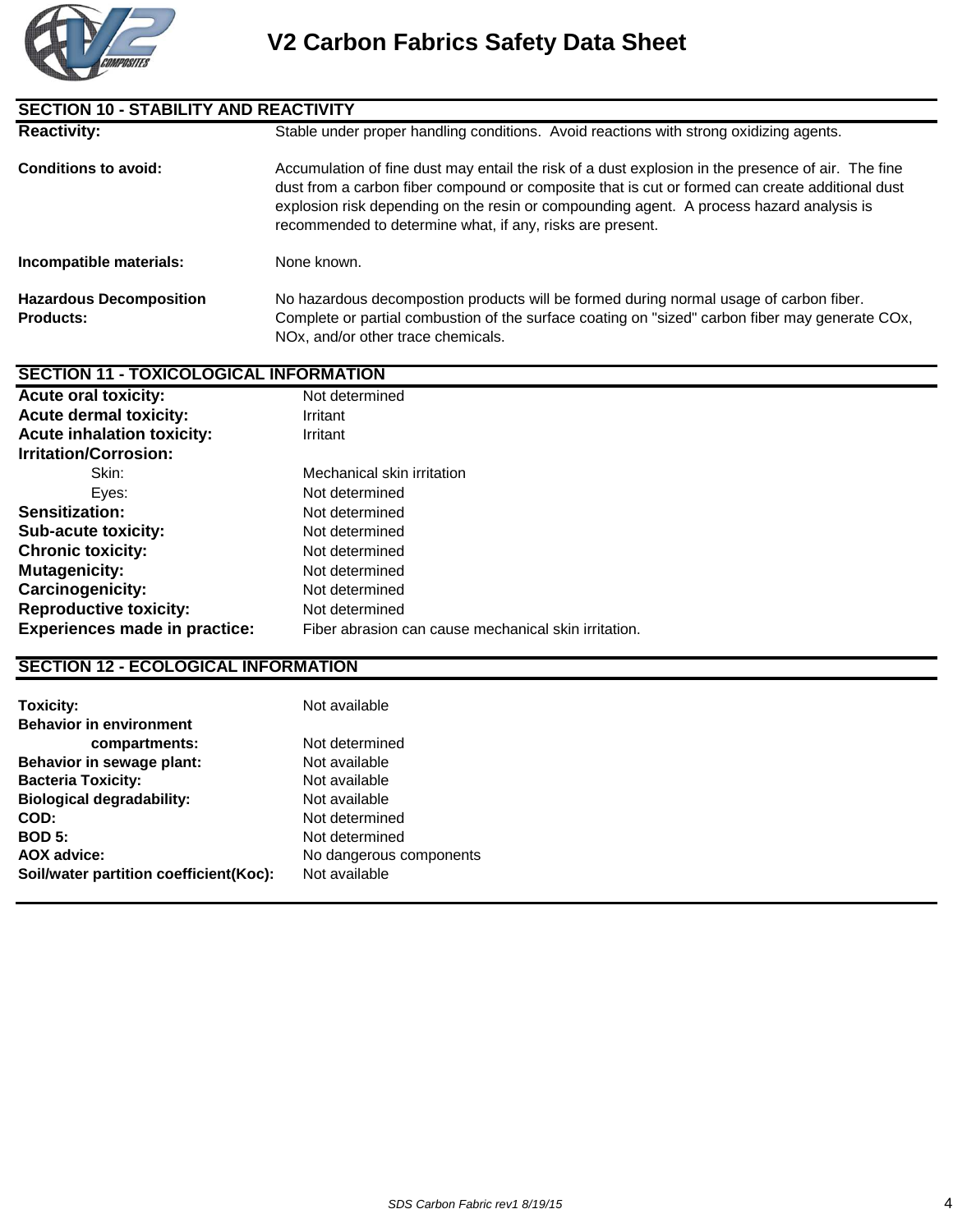## SECTION 10 - STABILITY AND REACTIVITY

| | |
|---|---|
| **Reactivity:** | Stable under proper handling conditions. Avoid reactions with strong oxidizing agents. |
| **Conditions to avoid:** | Accumulation of fine dust may entail the risk of a dust explosion in the presence of air. The fine dust from a carbon fiber compound or composite that is cut or formed can create additional dust explosion risk depending on the resin or compounding agent. A process hazard analysis is recommended to determine what, if any, risks are present. |
| **Incompatible materials:** | None known. |
| **Hazardous Decomposition Products:** | No hazardous decompostion products will be formed during normal usage of carbon fiber. Complete or partial combustion of the surface coating on "sized" carbon fiber may generate COx, NOx, and/or other trace chemicals. |

## SECTION 11 - TOXICOLOGICAL INFORMATION

| | |
|---|---|
| **Acute oral toxicity:** | Not determined |
| **Acute dermal toxicity:** | Irritant |
| **Acute inhalation toxicity:** | Irritant |
| **Irritation/Corrosion:** | |
| Skin: | Mechanical skin irritation |
| Eyes: | Not determined |
| **Sensitization:** | Not determined |
| **Sub-acute toxicity:** | Not determined |
| **Chronic toxicity:** | Not determined |
| **Mutagenicity:** | Not determined |
| **Carcinogenicity:** | Not determined |
| **Reproductive toxicity:** | Not determined |
| **Experiences made in practice:** | Fiber abrasion can cause mechanical skin irritation. |

## SECTION 12 - ECOLOGICAL INFORMATION

| | |
|---|---|
| **Toxicity:** | Not available |
| **Behavior in environment compartments:** | Not determined |
| **Behavior in sewage plant:** | Not available |
| **Bacteria Toxicity:** | Not available |
| **Biological degradability:** | Not available |
| **COD:** | Not determined |
| **BOD 5:** | Not determined |
| **AOX advice:** | No dangerous components |
| **Soil/water partition coefficient(Koc):** | Not available |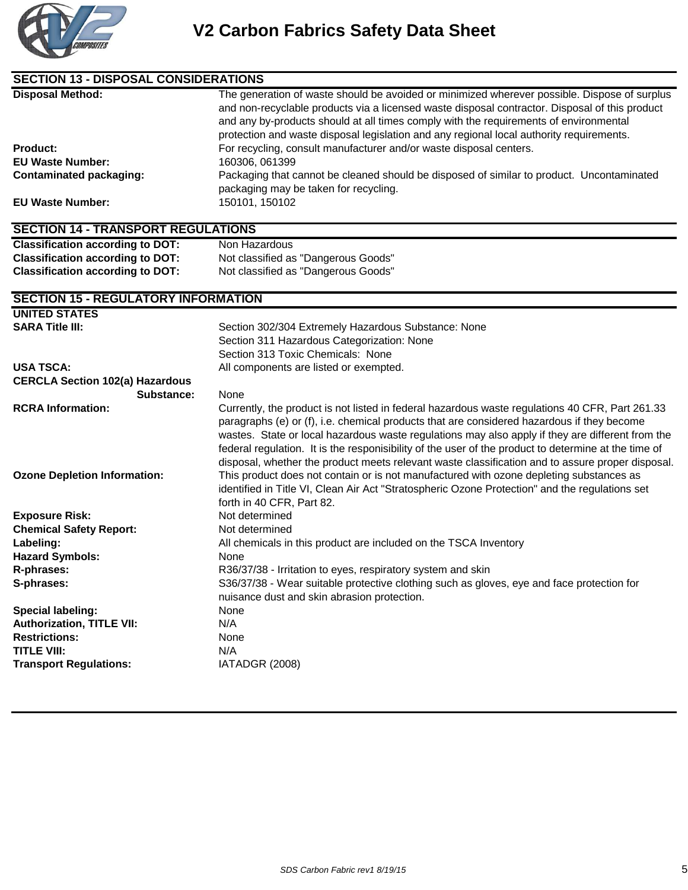## SECTION 13 - DISPOSAL CONSIDERATIONS

| | |
|---|---|
| **Disposal Method:** | The generation of waste should be avoided or minimized wherever possible. Dispose of surplus and non-recyclable products via a licensed waste disposal contractor. Disposal of this product and any by-products should at all times comply with the requirements of environmental protection and waste disposal legislation and any regional local authority requirements. |
| **Product:** | For recycling, consult manufacturer and/or waste disposal centers. |
| **EU Waste Number:** | 160306, 061399 |
| **Contaminated packaging:** | Packaging that cannot be cleaned should be disposed of similar to product. Uncontaminated packaging may be taken for recycling. |
| **EU Waste Number:** | 150101, 150102 |

## SECTION 14 - TRANSPORT REGULATIONS

| | |
|---|---|
| **Classification according to DOT:** | Non Hazardous |
| **Classification according to DOT:** | Not classified as "Dangerous Goods" |
| **Classification according to DOT:** | Not classified as "Dangerous Goods" |

## SECTION 15 - REGULATORY INFORMATION

**UNITED STATES**

| | |
|---|---|
| **SARA Title III:** | Section 302/304 Extremely Hazardous Substance: None<br>Section 311 Hazardous Categorization: None<br>Section 313 Toxic Chemicals: None |
| **USA TSCA:** | All components are listed or exempted. |
| **CERCLA Section 102(a) Hazardous Substance:** | None |
| **RCRA Information:** | Currently, the product is not listed in federal hazardous waste regulations 40 CFR, Part 261.33 paragraphs (e) or (f), i.e. chemical products that are considered hazardous if they become wastes. State or local hazardous waste regulations may also apply if they are different from the federal regulation. It is the responisibility of the user of the product to determine at the time of disposal, whether the product meets relevant waste classification and to assure proper disposal. |
| **Ozone Depletion Information:** | This product does not contain or is not manufactured with ozone depleting substances as identified in Title VI, Clean Air Act "Stratospheric Ozone Protection" and the regulations set forth in 40 CFR, Part 82. |
| **Exposure Risk:** | Not determined |
| **Chemical Safety Report:** | Not determined |
| **Labeling:** | All chemicals in this product are included on the TSCA Inventory |
| **Hazard Symbols:** | None |
| **R-phrases:** | R36/37/38 - Irritation to eyes, respiratory system and skin |
| **S-phrases:** | S36/37/38 - Wear suitable protective clothing such as gloves, eye and face protection for nuisance dust and skin abrasion protection. |
| **Special labeling:** | None |
| **Authorization, TITLE VII:** | N/A |
| **Restrictions:** | None |
| **TITLE VIII:** | N/A |
| **Transport Regulations:** | IATADGR (2008) |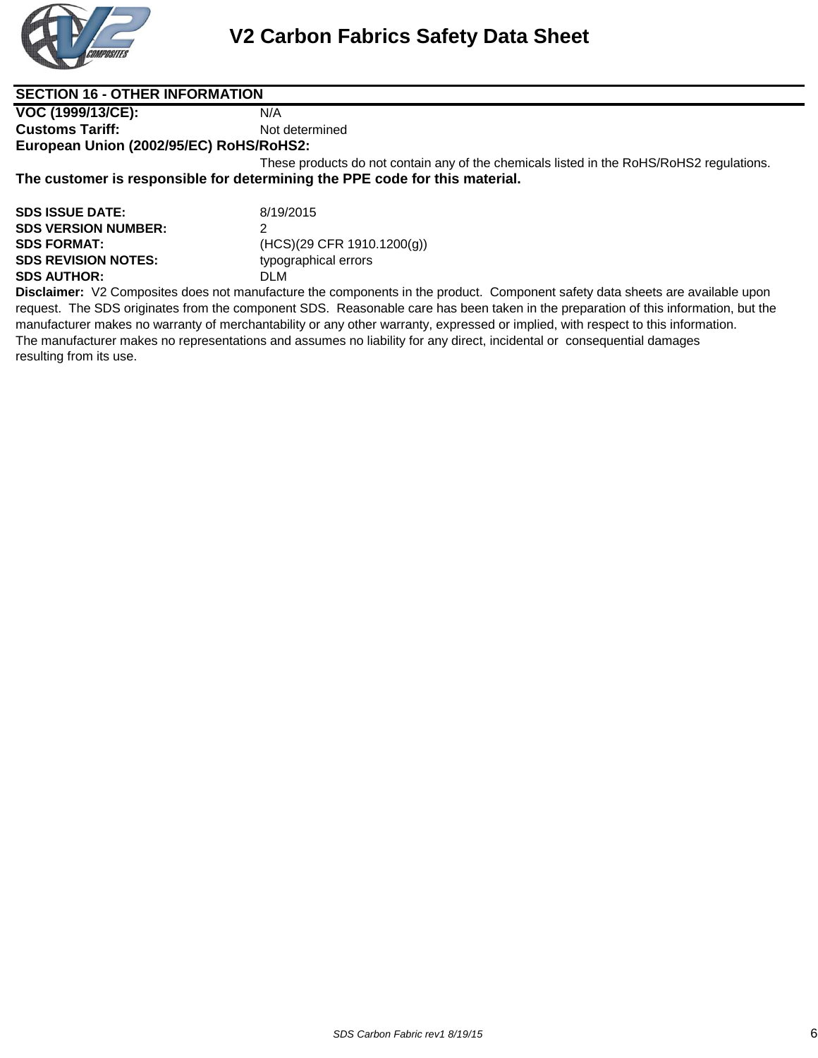## SECTION 16 - OTHER INFORMATION

**VOC (1999/13/CE):** N/A

**Customs Tariff:** Not determined

**European Union (2002/95/EC) RoHS/RoHS2:**

These products do not contain any of the chemicals listed in the RoHS/RoHS2 regulations.

**The customer is responsible for determining the PPE code for this material.**

**SDS ISSUE DATE:** 8/19/2015

**SDS VERSION NUMBER:** 2

**SDS FORMAT:** (HCS)(29 CFR 1910.1200(g))

**SDS REVISION NOTES:** typographical errors

**SDS AUTHOR:** DLM

**Disclaimer:** V2 Composites does not manufacture the components in the product. Component safety data sheets are available upon request. The SDS originates from the component SDS. Reasonable care has been taken in the preparation of this information, but the manufacturer makes no warranty of merchantability or any other warranty, expressed or implied, with respect to this information. The manufacturer makes no representations and assumes no liability for any direct, incidental or consequential damages resulting from its use.